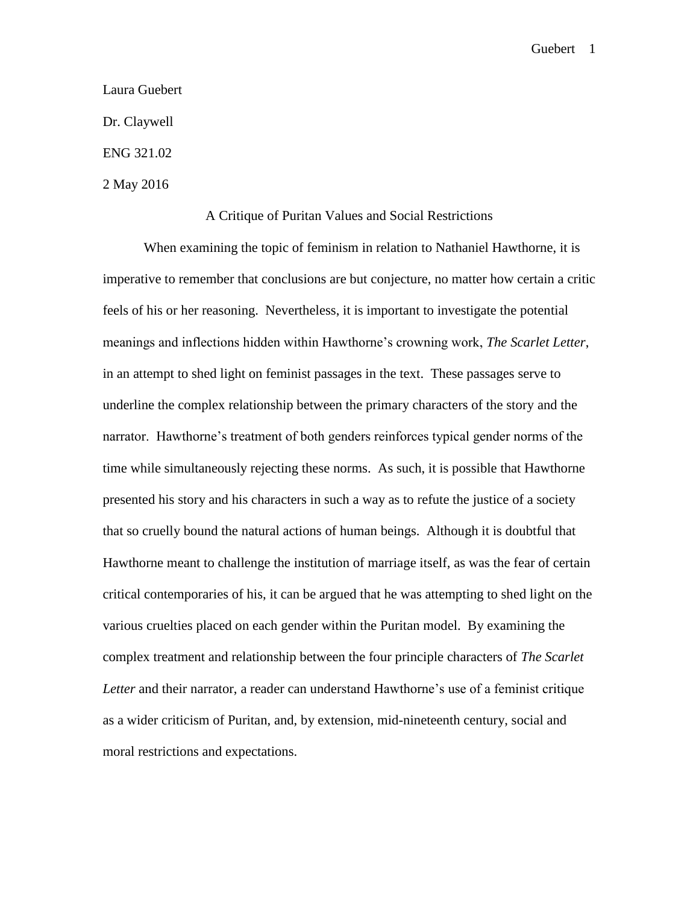Laura Guebert

Dr. Claywell

ENG 321.02

2 May 2016

A Critique of Puritan Values and Social Restrictions

When examining the topic of feminism in relation to Nathaniel Hawthorne, it is imperative to remember that conclusions are but conjecture, no matter how certain a critic feels of his or her reasoning. Nevertheless, it is important to investigate the potential meanings and inflections hidden within Hawthorne's crowning work, *The Scarlet Letter*, in an attempt to shed light on feminist passages in the text. These passages serve to underline the complex relationship between the primary characters of the story and the narrator. Hawthorne's treatment of both genders reinforces typical gender norms of the time while simultaneously rejecting these norms. As such, it is possible that Hawthorne presented his story and his characters in such a way as to refute the justice of a society that so cruelly bound the natural actions of human beings. Although it is doubtful that Hawthorne meant to challenge the institution of marriage itself, as was the fear of certain critical contemporaries of his, it can be argued that he was attempting to shed light on the various cruelties placed on each gender within the Puritan model. By examining the complex treatment and relationship between the four principle characters of *The Scarlet Letter* and their narrator, a reader can understand Hawthorne's use of a feminist critique as a wider criticism of Puritan, and, by extension, mid-nineteenth century, social and moral restrictions and expectations.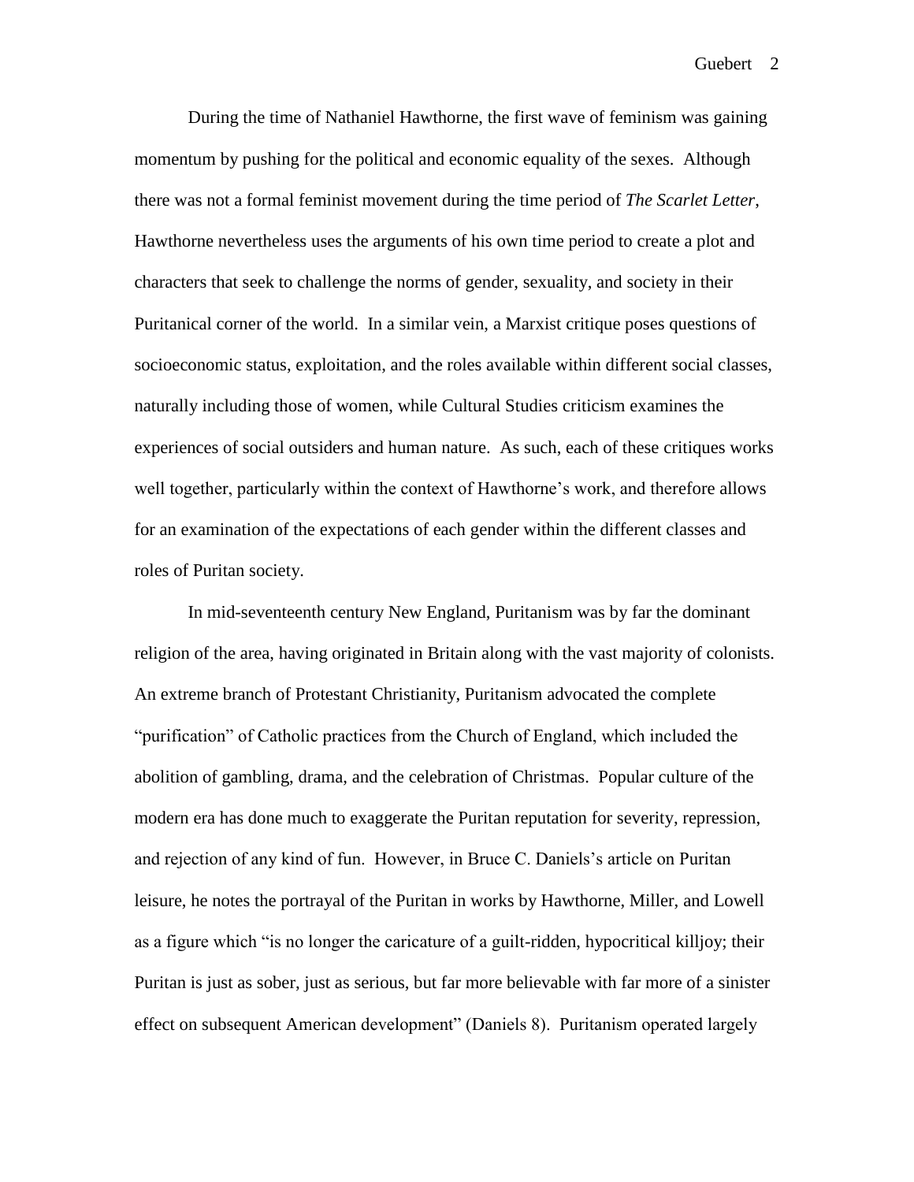During the time of Nathaniel Hawthorne, the first wave of feminism was gaining momentum by pushing for the political and economic equality of the sexes. Although there was not a formal feminist movement during the time period of *The Scarlet Letter*, Hawthorne nevertheless uses the arguments of his own time period to create a plot and characters that seek to challenge the norms of gender, sexuality, and society in their Puritanical corner of the world. In a similar vein, a Marxist critique poses questions of socioeconomic status, exploitation, and the roles available within different social classes, naturally including those of women, while Cultural Studies criticism examines the experiences of social outsiders and human nature. As such, each of these critiques works well together, particularly within the context of Hawthorne's work, and therefore allows for an examination of the expectations of each gender within the different classes and roles of Puritan society.

In mid-seventeenth century New England, Puritanism was by far the dominant religion of the area, having originated in Britain along with the vast majority of colonists. An extreme branch of Protestant Christianity, Puritanism advocated the complete "purification" of Catholic practices from the Church of England, which included the abolition of gambling, drama, and the celebration of Christmas. Popular culture of the modern era has done much to exaggerate the Puritan reputation for severity, repression, and rejection of any kind of fun. However, in Bruce C. Daniels's article on Puritan leisure, he notes the portrayal of the Puritan in works by Hawthorne, Miller, and Lowell as a figure which "is no longer the caricature of a guilt-ridden, hypocritical killjoy; their Puritan is just as sober, just as serious, but far more believable with far more of a sinister effect on subsequent American development" (Daniels 8). Puritanism operated largely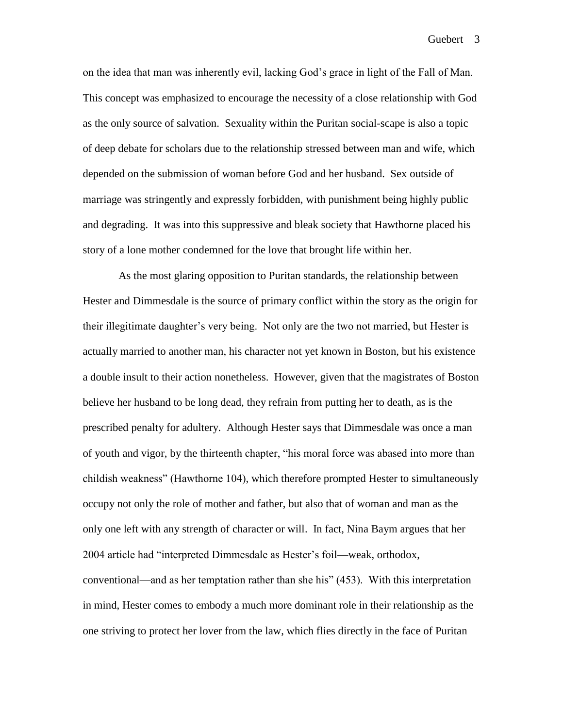on the idea that man was inherently evil, lacking God's grace in light of the Fall of Man. This concept was emphasized to encourage the necessity of a close relationship with God as the only source of salvation. Sexuality within the Puritan social-scape is also a topic of deep debate for scholars due to the relationship stressed between man and wife, which depended on the submission of woman before God and her husband. Sex outside of marriage was stringently and expressly forbidden, with punishment being highly public and degrading. It was into this suppressive and bleak society that Hawthorne placed his story of a lone mother condemned for the love that brought life within her.

As the most glaring opposition to Puritan standards, the relationship between Hester and Dimmesdale is the source of primary conflict within the story as the origin for their illegitimate daughter's very being. Not only are the two not married, but Hester is actually married to another man, his character not yet known in Boston, but his existence a double insult to their action nonetheless. However, given that the magistrates of Boston believe her husband to be long dead, they refrain from putting her to death, as is the prescribed penalty for adultery. Although Hester says that Dimmesdale was once a man of youth and vigor, by the thirteenth chapter, "his moral force was abased into more than childish weakness" (Hawthorne 104), which therefore prompted Hester to simultaneously occupy not only the role of mother and father, but also that of woman and man as the only one left with any strength of character or will. In fact, Nina Baym argues that her 2004 article had "interpreted Dimmesdale as Hester's foil—weak, orthodox, conventional—and as her temptation rather than she his" (453). With this interpretation in mind, Hester comes to embody a much more dominant role in their relationship as the one striving to protect her lover from the law, which flies directly in the face of Puritan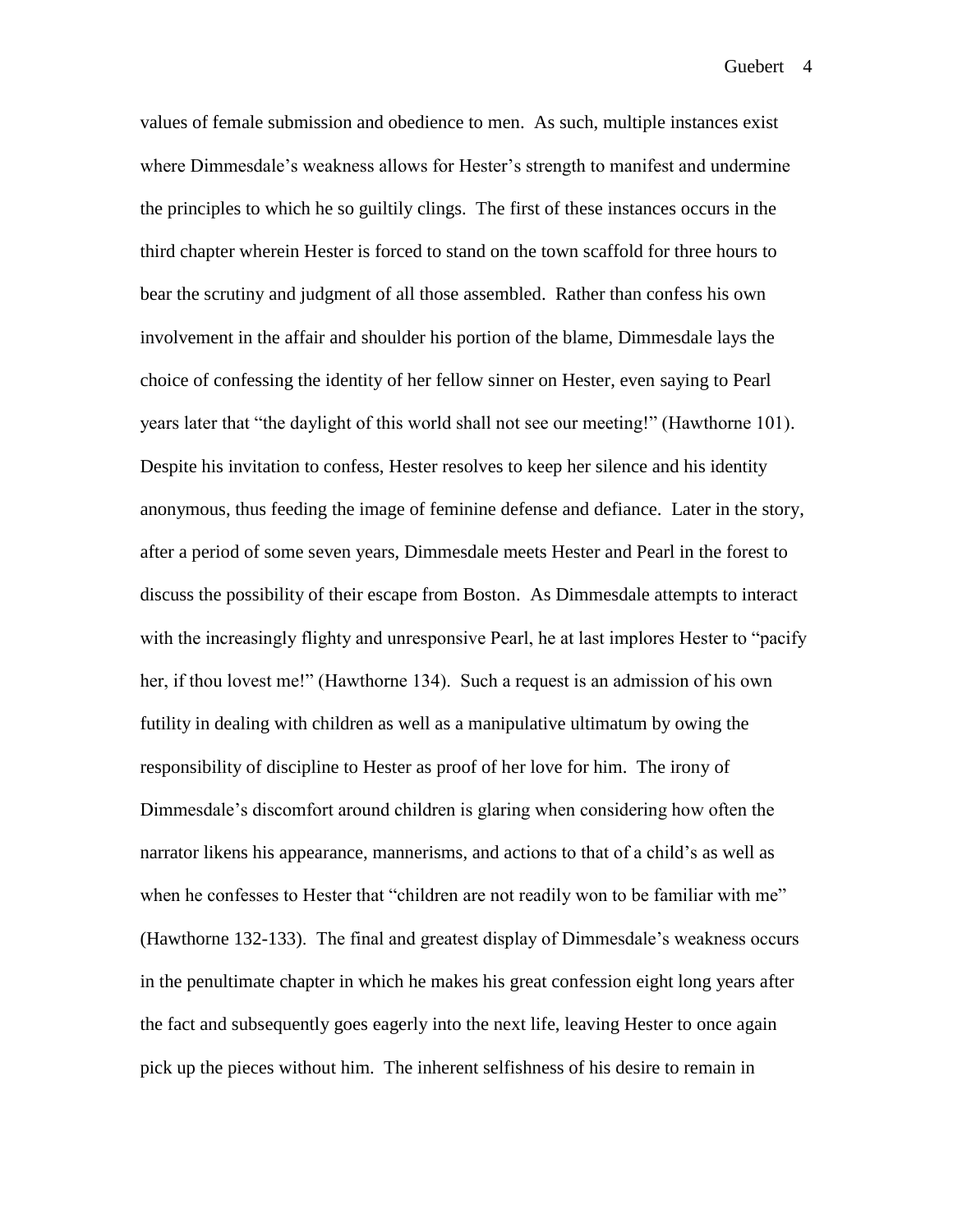values of female submission and obedience to men. As such, multiple instances exist where Dimmesdale's weakness allows for Hester's strength to manifest and undermine the principles to which he so guiltily clings. The first of these instances occurs in the third chapter wherein Hester is forced to stand on the town scaffold for three hours to bear the scrutiny and judgment of all those assembled. Rather than confess his own involvement in the affair and shoulder his portion of the blame, Dimmesdale lays the choice of confessing the identity of her fellow sinner on Hester, even saying to Pearl years later that "the daylight of this world shall not see our meeting!" (Hawthorne 101). Despite his invitation to confess, Hester resolves to keep her silence and his identity anonymous, thus feeding the image of feminine defense and defiance. Later in the story, after a period of some seven years, Dimmesdale meets Hester and Pearl in the forest to discuss the possibility of their escape from Boston. As Dimmesdale attempts to interact with the increasingly flighty and unresponsive Pearl, he at last implores Hester to "pacify her, if thou lovest me!" (Hawthorne 134). Such a request is an admission of his own futility in dealing with children as well as a manipulative ultimatum by owing the responsibility of discipline to Hester as proof of her love for him. The irony of Dimmesdale's discomfort around children is glaring when considering how often the narrator likens his appearance, mannerisms, and actions to that of a child's as well as when he confesses to Hester that "children are not readily won to be familiar with me" (Hawthorne 132-133). The final and greatest display of Dimmesdale's weakness occurs in the penultimate chapter in which he makes his great confession eight long years after the fact and subsequently goes eagerly into the next life, leaving Hester to once again pick up the pieces without him. The inherent selfishness of his desire to remain in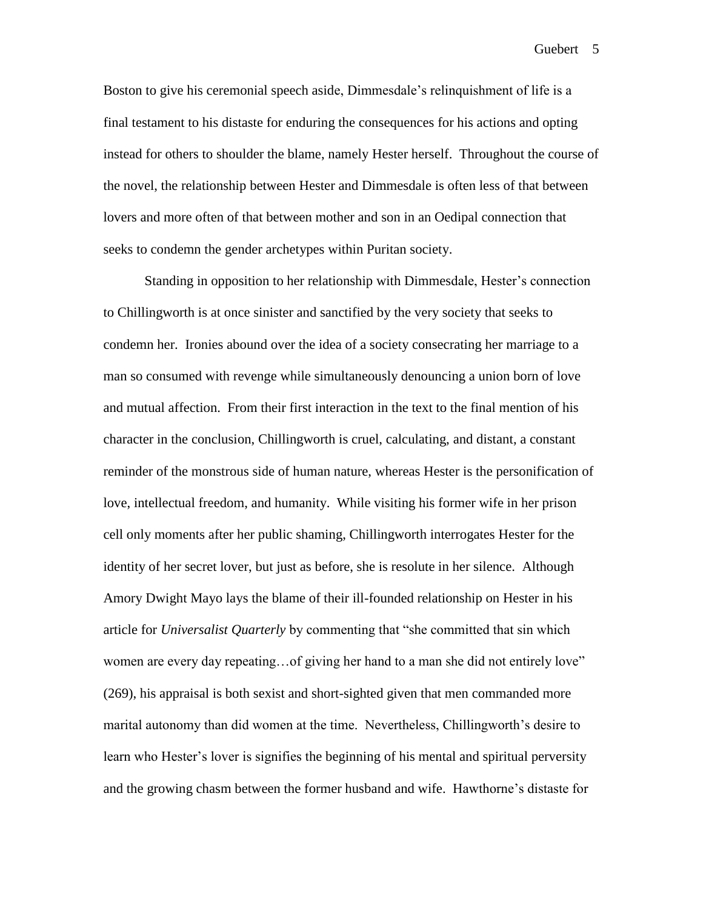Boston to give his ceremonial speech aside, Dimmesdale's relinquishment of life is a final testament to his distaste for enduring the consequences for his actions and opting instead for others to shoulder the blame, namely Hester herself. Throughout the course of the novel, the relationship between Hester and Dimmesdale is often less of that between lovers and more often of that between mother and son in an Oedipal connection that seeks to condemn the gender archetypes within Puritan society.

Standing in opposition to her relationship with Dimmesdale, Hester's connection to Chillingworth is at once sinister and sanctified by the very society that seeks to condemn her. Ironies abound over the idea of a society consecrating her marriage to a man so consumed with revenge while simultaneously denouncing a union born of love and mutual affection. From their first interaction in the text to the final mention of his character in the conclusion, Chillingworth is cruel, calculating, and distant, a constant reminder of the monstrous side of human nature, whereas Hester is the personification of love, intellectual freedom, and humanity. While visiting his former wife in her prison cell only moments after her public shaming, Chillingworth interrogates Hester for the identity of her secret lover, but just as before, she is resolute in her silence. Although Amory Dwight Mayo lays the blame of their ill-founded relationship on Hester in his article for *Universalist Quarterly* by commenting that "she committed that sin which women are every day repeating…of giving her hand to a man she did not entirely love" (269), his appraisal is both sexist and short-sighted given that men commanded more marital autonomy than did women at the time. Nevertheless, Chillingworth's desire to learn who Hester's lover is signifies the beginning of his mental and spiritual perversity and the growing chasm between the former husband and wife. Hawthorne's distaste for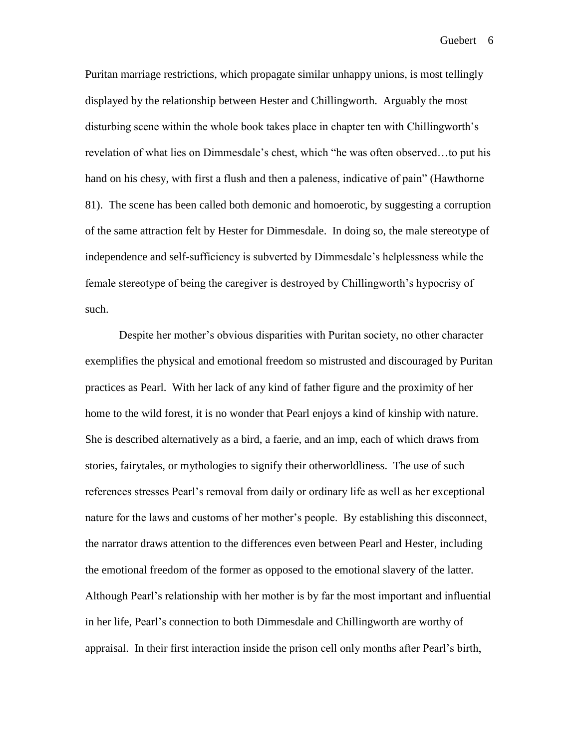Puritan marriage restrictions, which propagate similar unhappy unions, is most tellingly displayed by the relationship between Hester and Chillingworth. Arguably the most disturbing scene within the whole book takes place in chapter ten with Chillingworth's revelation of what lies on Dimmesdale's chest, which "he was often observed…to put his hand on his chesy, with first a flush and then a paleness, indicative of pain" (Hawthorne 81). The scene has been called both demonic and homoerotic, by suggesting a corruption of the same attraction felt by Hester for Dimmesdale. In doing so, the male stereotype of independence and self-sufficiency is subverted by Dimmesdale's helplessness while the female stereotype of being the caregiver is destroyed by Chillingworth's hypocrisy of such.

Despite her mother's obvious disparities with Puritan society, no other character exemplifies the physical and emotional freedom so mistrusted and discouraged by Puritan practices as Pearl. With her lack of any kind of father figure and the proximity of her home to the wild forest, it is no wonder that Pearl enjoys a kind of kinship with nature. She is described alternatively as a bird, a faerie, and an imp, each of which draws from stories, fairytales, or mythologies to signify their otherworldliness. The use of such references stresses Pearl's removal from daily or ordinary life as well as her exceptional nature for the laws and customs of her mother's people. By establishing this disconnect, the narrator draws attention to the differences even between Pearl and Hester, including the emotional freedom of the former as opposed to the emotional slavery of the latter. Although Pearl's relationship with her mother is by far the most important and influential in her life, Pearl's connection to both Dimmesdale and Chillingworth are worthy of appraisal. In their first interaction inside the prison cell only months after Pearl's birth,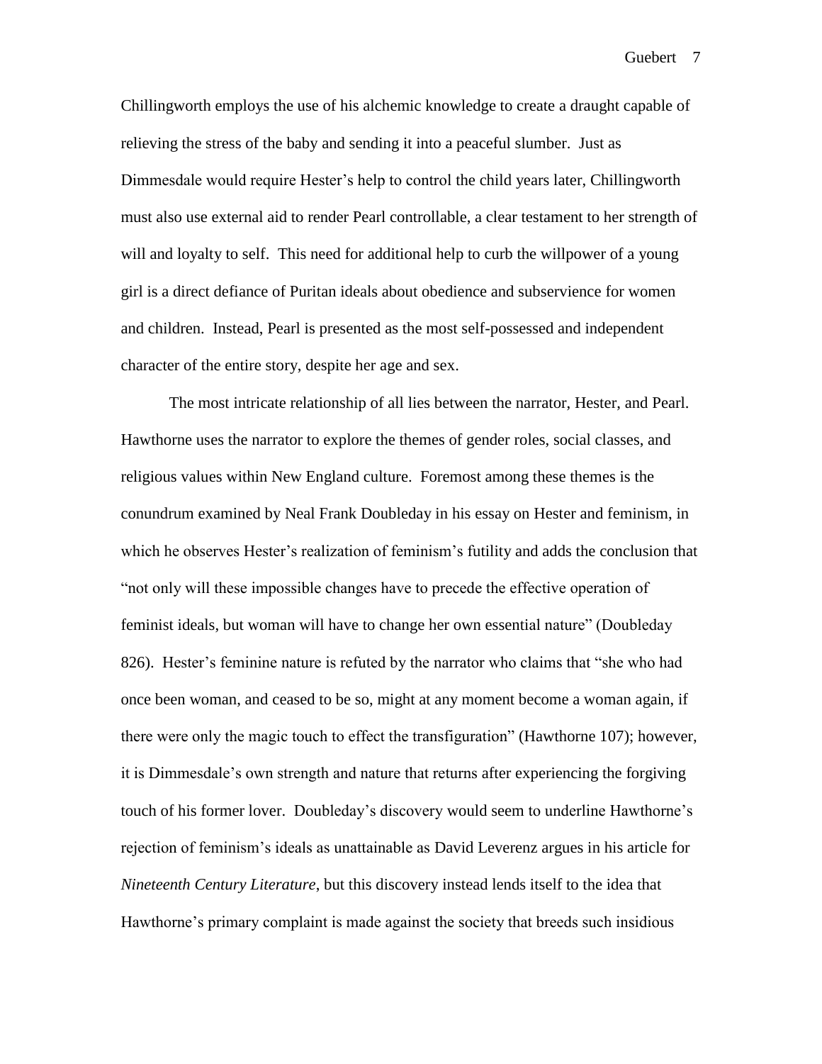Chillingworth employs the use of his alchemic knowledge to create a draught capable of relieving the stress of the baby and sending it into a peaceful slumber. Just as Dimmesdale would require Hester's help to control the child years later, Chillingworth must also use external aid to render Pearl controllable, a clear testament to her strength of will and loyalty to self. This need for additional help to curb the willpower of a young girl is a direct defiance of Puritan ideals about obedience and subservience for women and children. Instead, Pearl is presented as the most self-possessed and independent character of the entire story, despite her age and sex.

The most intricate relationship of all lies between the narrator, Hester, and Pearl. Hawthorne uses the narrator to explore the themes of gender roles, social classes, and religious values within New England culture. Foremost among these themes is the conundrum examined by Neal Frank Doubleday in his essay on Hester and feminism, in which he observes Hester's realization of feminism's futility and adds the conclusion that "not only will these impossible changes have to precede the effective operation of feminist ideals, but woman will have to change her own essential nature" (Doubleday 826). Hester's feminine nature is refuted by the narrator who claims that "she who had once been woman, and ceased to be so, might at any moment become a woman again, if there were only the magic touch to effect the transfiguration" (Hawthorne 107); however, it is Dimmesdale's own strength and nature that returns after experiencing the forgiving touch of his former lover. Doubleday's discovery would seem to underline Hawthorne's rejection of feminism's ideals as unattainable as David Leverenz argues in his article for *Nineteenth Century Literature*, but this discovery instead lends itself to the idea that Hawthorne's primary complaint is made against the society that breeds such insidious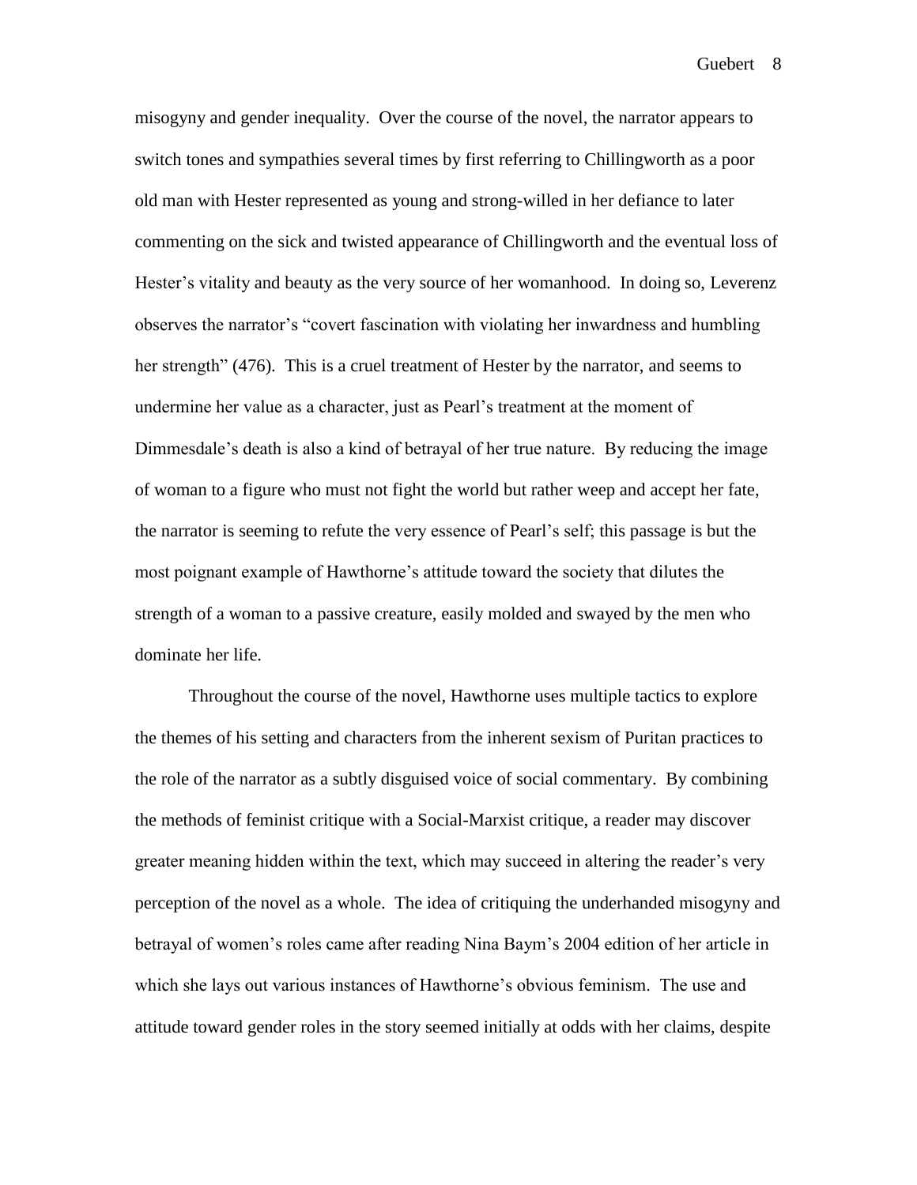misogyny and gender inequality. Over the course of the novel, the narrator appears to switch tones and sympathies several times by first referring to Chillingworth as a poor old man with Hester represented as young and strong-willed in her defiance to later commenting on the sick and twisted appearance of Chillingworth and the eventual loss of Hester's vitality and beauty as the very source of her womanhood. In doing so, Leverenz observes the narrator's "covert fascination with violating her inwardness and humbling her strength" (476). This is a cruel treatment of Hester by the narrator, and seems to undermine her value as a character, just as Pearl's treatment at the moment of Dimmesdale's death is also a kind of betrayal of her true nature. By reducing the image of woman to a figure who must not fight the world but rather weep and accept her fate, the narrator is seeming to refute the very essence of Pearl's self; this passage is but the most poignant example of Hawthorne's attitude toward the society that dilutes the strength of a woman to a passive creature, easily molded and swayed by the men who dominate her life.

Throughout the course of the novel, Hawthorne uses multiple tactics to explore the themes of his setting and characters from the inherent sexism of Puritan practices to the role of the narrator as a subtly disguised voice of social commentary. By combining the methods of feminist critique with a Social-Marxist critique, a reader may discover greater meaning hidden within the text, which may succeed in altering the reader's very perception of the novel as a whole. The idea of critiquing the underhanded misogyny and betrayal of women's roles came after reading Nina Baym's 2004 edition of her article in which she lays out various instances of Hawthorne's obvious feminism. The use and attitude toward gender roles in the story seemed initially at odds with her claims, despite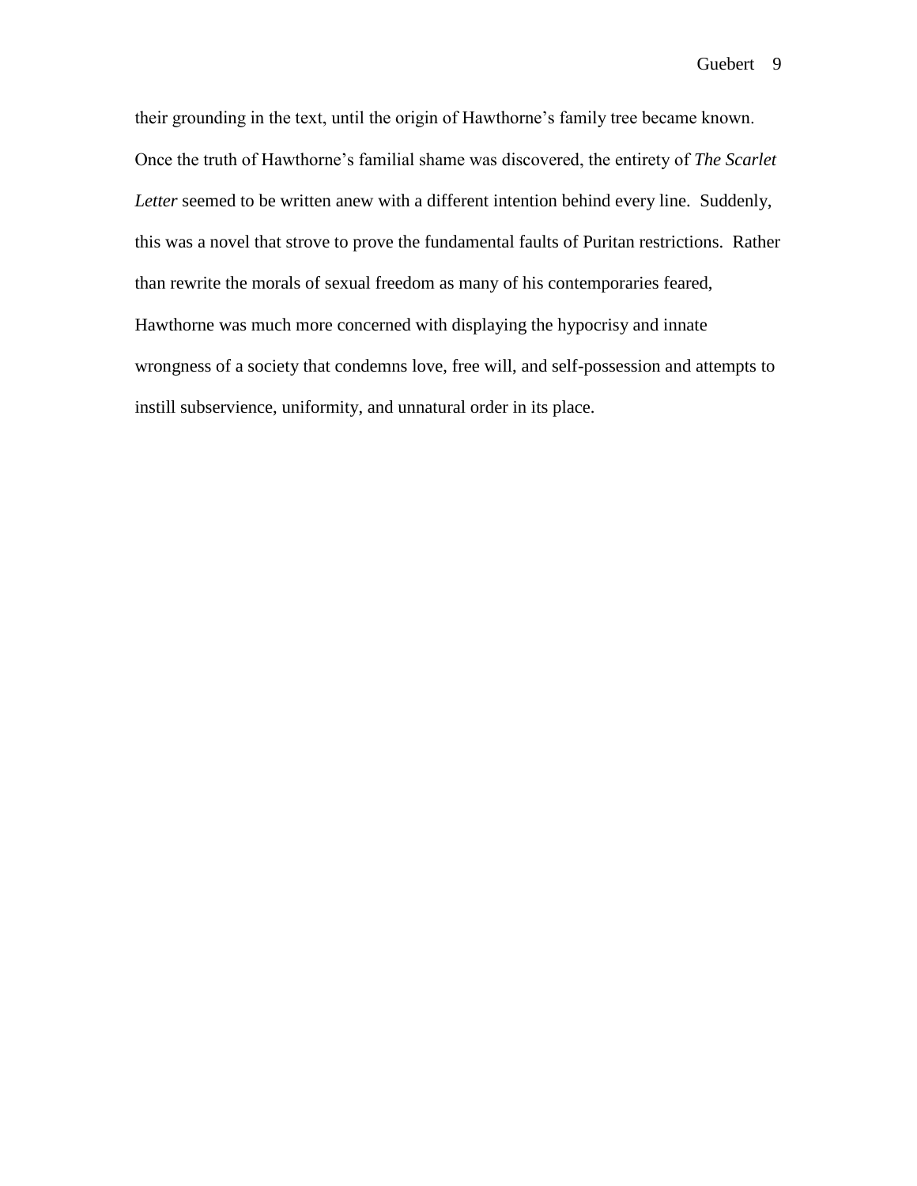their grounding in the text, until the origin of Hawthorne's family tree became known. Once the truth of Hawthorne's familial shame was discovered, the entirety of *The Scarlet Letter* seemed to be written anew with a different intention behind every line. Suddenly, this was a novel that strove to prove the fundamental faults of Puritan restrictions. Rather than rewrite the morals of sexual freedom as many of his contemporaries feared, Hawthorne was much more concerned with displaying the hypocrisy and innate wrongness of a society that condemns love, free will, and self-possession and attempts to instill subservience, uniformity, and unnatural order in its place.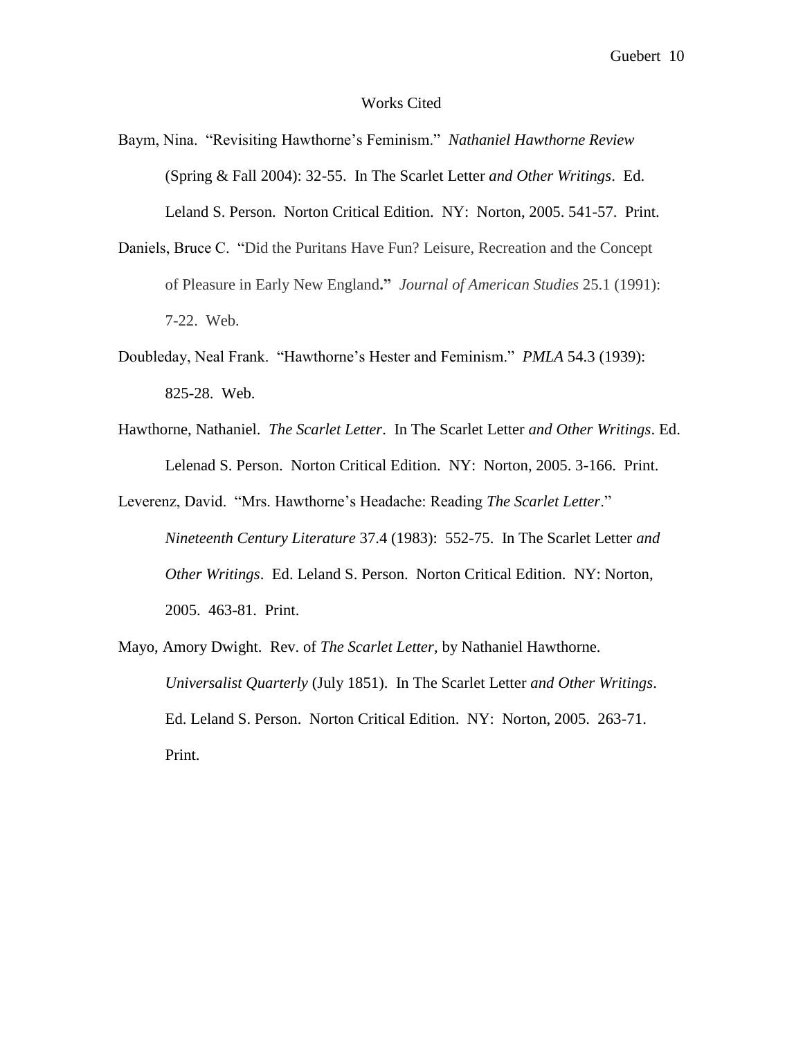# Works Cited

Baym, Nina. "Revisiting Hawthorne's Feminism." *Nathaniel Hawthorne Review* (Spring & Fall 2004): 32-55. In The Scarlet Letter *and Other Writings*. Ed. Leland S. Person. Norton Critical Edition. NY: Norton, 2005. 541-57. Print.

Daniels, Bruce C. "Did the Puritans Have Fun? Leisure, Recreation and the Concept of Pleasure in Early New England**."** *Journal of American Studies* 25.1 (1991): 7-22. Web.

Doubleday, Neal Frank. "Hawthorne's Hester and Feminism." *PMLA* 54.3 (1939): 825-28. Web.

Hawthorne, Nathaniel. *The Scarlet Letter*. In The Scarlet Letter *and Other Writings*. Ed. Lelenad S. Person. Norton Critical Edition. NY: Norton, 2005. 3-166. Print.

Leverenz, David. "Mrs. Hawthorne's Headache: Reading *The Scarlet Letter*." *Nineteenth Century Literature* 37.4 (1983): 552-75. In The Scarlet Letter *and Other Writings*. Ed. Leland S. Person. Norton Critical Edition. NY: Norton, 2005. 463-81. Print.

Mayo, Amory Dwight. Rev. of *The Scarlet Letter*, by Nathaniel Hawthorne. *Universalist Quarterly* (July 1851). In The Scarlet Letter *and Other Writings*. Ed. Leland S. Person. Norton Critical Edition. NY: Norton, 2005. 263-71. Print.